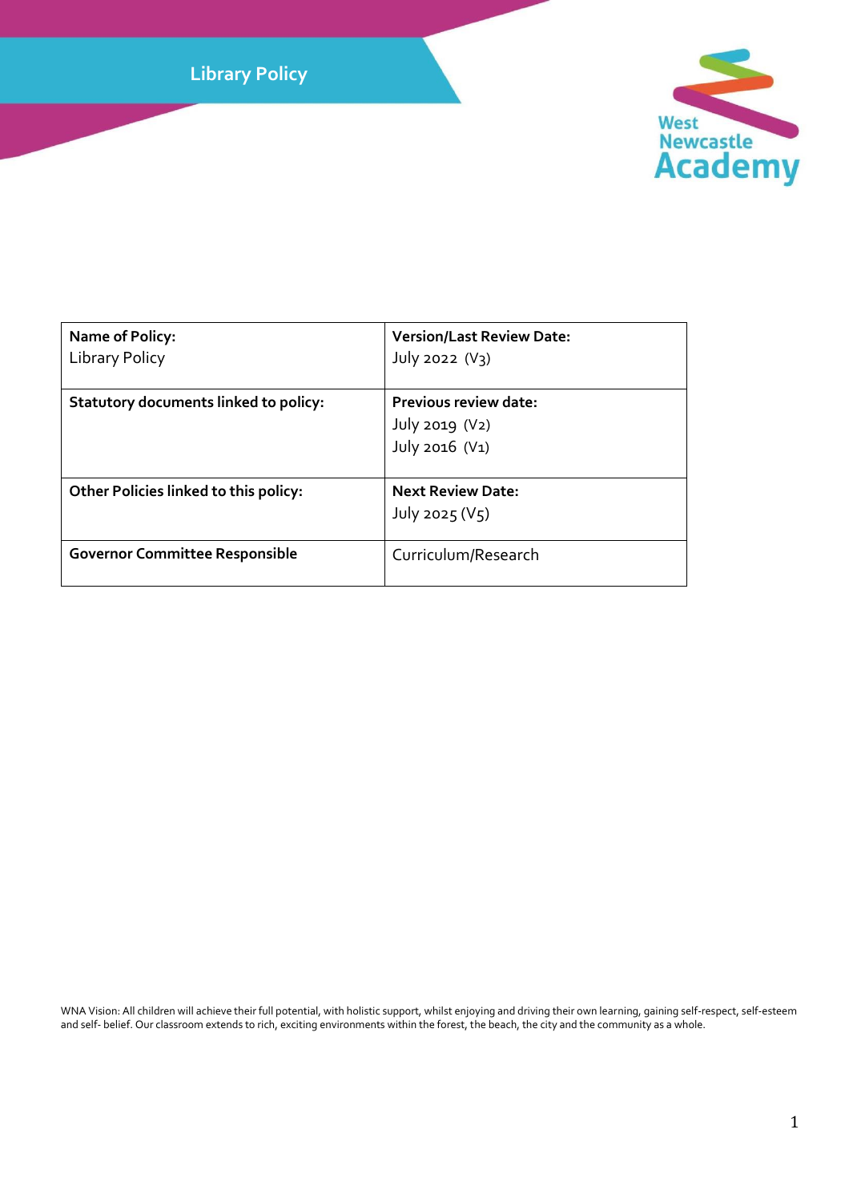# Library Policy

West Newcastle Academy

| Name of Policy:<br>Library Policy | Version/Last Review Date:<br>July 2022 (V3) |
|---|---|
| **Statutory documents linked to policy:** | **Previous review date:**<br>July 2019 (V2)<br>July 2016 (V1) |
| **Other Policies linked to this policy:** | **Next Review Date:**<br>July 2025 (V5) |
| **Governor Committee Responsible** | Curriculum/Research |

WNA Vision: All children will achieve their full potential, with holistic support, whilst enjoying and driving their own learning, gaining self-respect, self-esteem and self- belief. Our classroom extends to rich, exciting environments within the forest, the beach, the city and the community as a whole.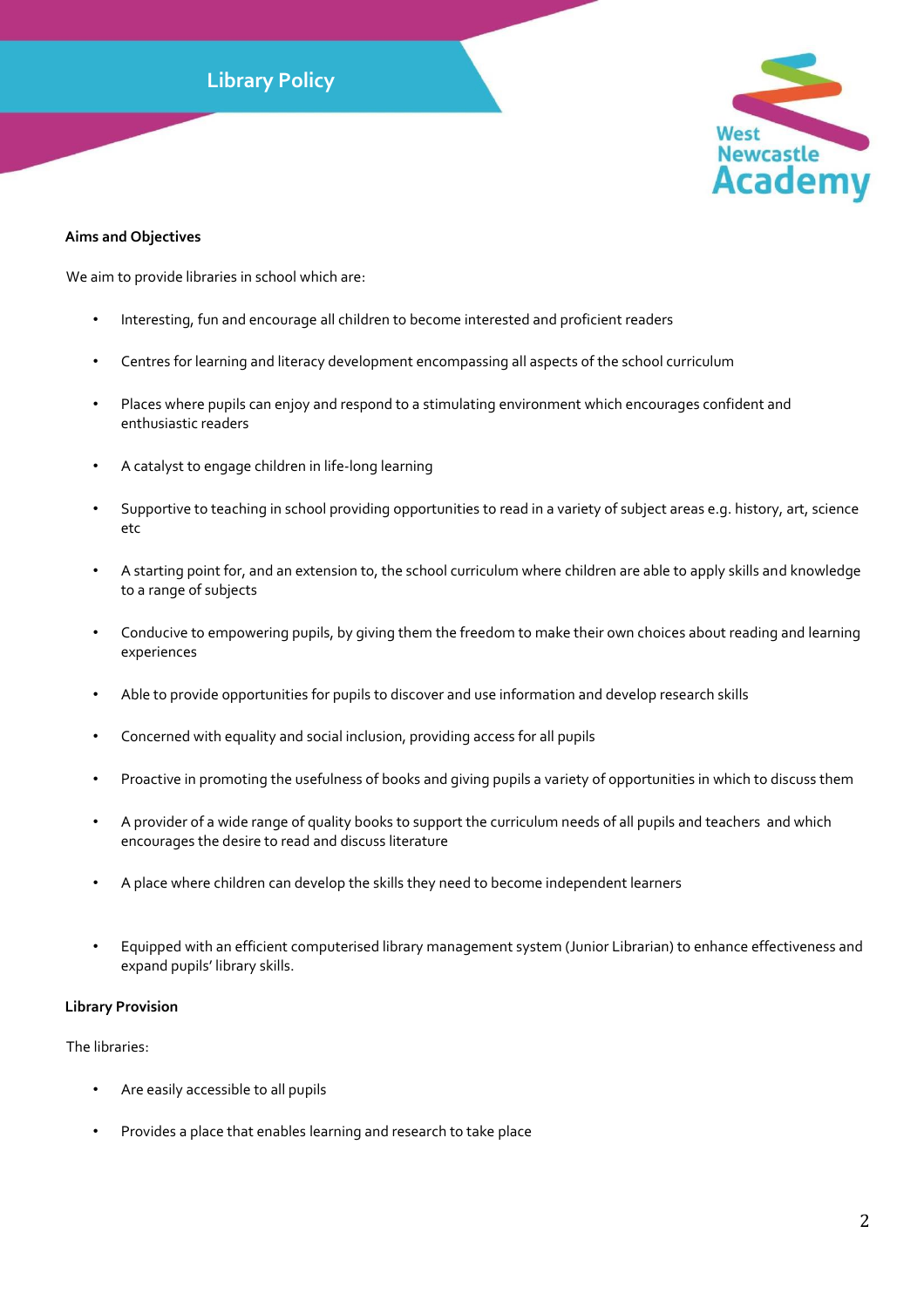# Library Policy

**Aims and Objectives**

We aim to provide libraries in school which are:

- Interesting, fun and encourage all children to become interested and proficient readers
- Centres for learning and literacy development encompassing all aspects of the school curriculum
- Places where pupils can enjoy and respond to a stimulating environment which encourages confident and enthusiastic readers
- A catalyst to engage children in life-long learning
- Supportive to teaching in school providing opportunities to read in a variety of subject areas e.g. history, art, science etc
- A starting point for, and an extension to, the school curriculum where children are able to apply skills and knowledge to a range of subjects
- Conducive to empowering pupils, by giving them the freedom to make their own choices about reading and learning experiences
- Able to provide opportunities for pupils to discover and use information and develop research skills
- Concerned with equality and social inclusion, providing access for all pupils
- Proactive in promoting the usefulness of books and giving pupils a variety of opportunities in which to discuss them
- A provider of a wide range of quality books to support the curriculum needs of all pupils and teachers and which encourages the desire to read and discuss literature
- A place where children can develop the skills they need to become independent learners
- Equipped with an efficient computerised library management system (Junior Librarian) to enhance effectiveness and expand pupils' library skills.

**Library Provision**

The libraries:

- Are easily accessible to all pupils
- Provides a place that enables learning and research to take place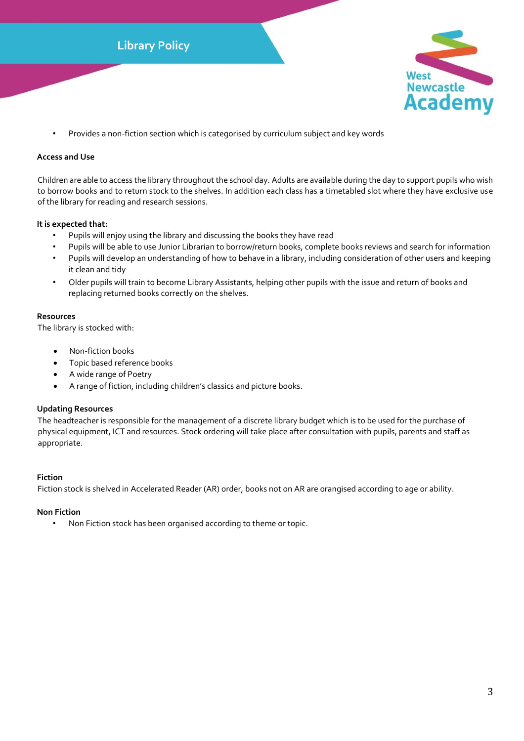- Provides a non-fiction section which is categorised by curriculum subject and key words

**Access and Use**

Children are able to access the library throughout the school day. Adults are available during the day to support pupils who wish to borrow books and to return stock to the shelves. In addition each class has a timetabled slot where they have exclusive use of the library for reading and research sessions.

**It is expected that:**

- Pupils will enjoy using the library and discussing the books they have read
- Pupils will be able to use Junior Librarian to borrow/return books, complete books reviews and search for information
- Pupils will develop an understanding of how to behave in a library, including consideration of other users and keeping it clean and tidy
- Older pupils will train to become Library Assistants, helping other pupils with the issue and return of books and replacing returned books correctly on the shelves.

**Resources**

The library is stocked with:

- Non-fiction books
- Topic based reference books
- A wide range of Poetry
- A range of fiction, including children's classics and picture books.

**Updating Resources**

The headteacher is responsible for the management of a discrete library budget which is to be used for the purchase of physical equipment, ICT and resources. Stock ordering will take place after consultation with pupils, parents and staff as appropriate.

**Fiction**

Fiction stock is shelved in Accelerated Reader (AR) order, books not on AR are orangised according to age or ability.

**Non Fiction**

- Non Fiction stock has been organised according to theme or topic.